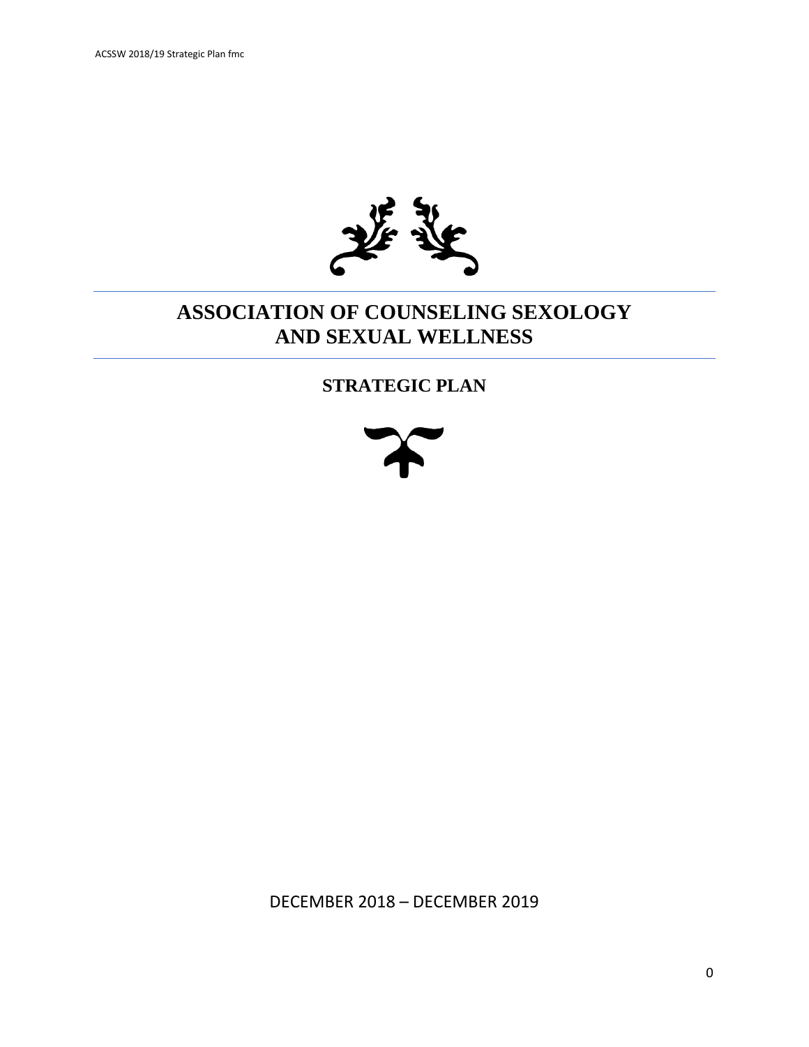# ASSOCIATION OF COUNSELING SEXOLOGY AND SEXUAL WELLNESS

## STRATEGIC PLAN

DECEMBER 2018 – DECEMBER 2019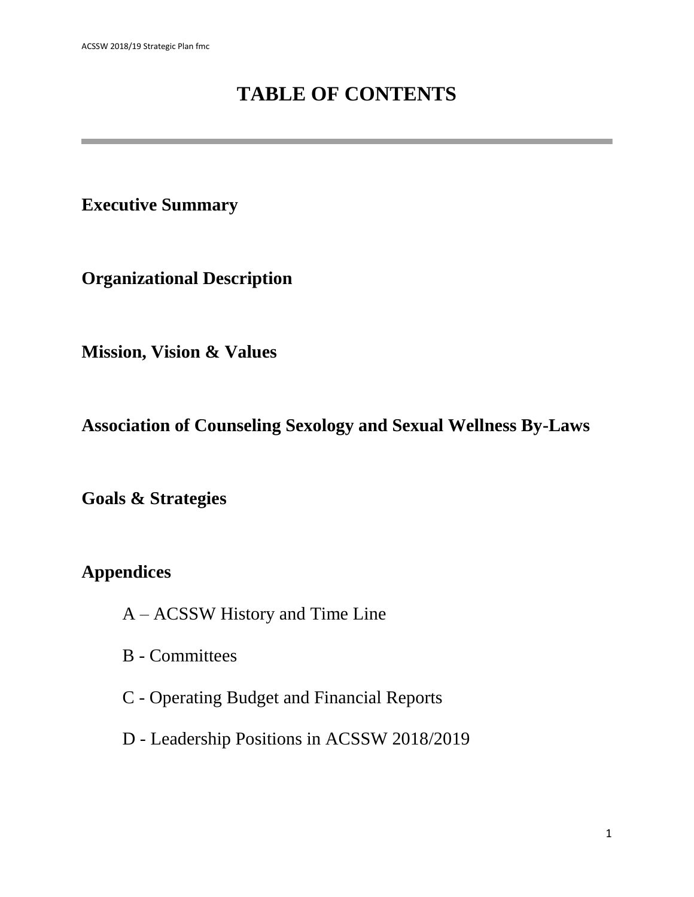# TABLE OF CONTENTS

---

**Executive Summary**

**Organizational Description**

**Mission, Vision & Values**

**Association of Counseling Sexology and Sexual Wellness By-Laws**

**Goals & Strategies**

**Appendices**

A – ACSSW History and Time Line

B - Committees

C - Operating Budget and Financial Reports

D - Leadership Positions in ACSSW 2018/2019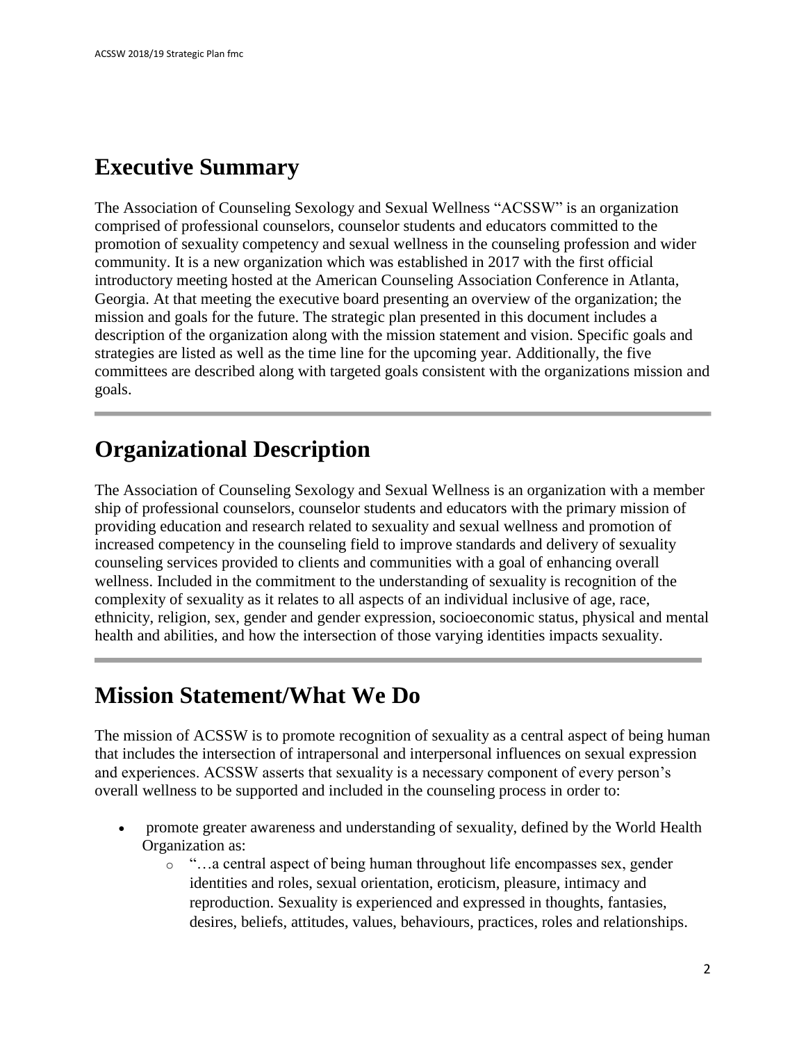## Executive Summary

The Association of Counseling Sexology and Sexual Wellness "ACSSW" is an organization comprised of professional counselors, counselor students and educators committed to the promotion of sexuality competency and sexual wellness in the counseling profession and wider community. It is a new organization which was established in 2017 with the first official introductory meeting hosted at the American Counseling Association Conference in Atlanta, Georgia. At that meeting the executive board presenting an overview of the organization; the mission and goals for the future. The strategic plan presented in this document includes a description of the organization along with the mission statement and vision. Specific goals and strategies are listed as well as the time line for the upcoming year. Additionally, the five committees are described along with targeted goals consistent with the organizations mission and goals.

---

## Organizational Description

The Association of Counseling Sexology and Sexual Wellness is an organization with a member ship of professional counselors, counselor students and educators with the primary mission of providing education and research related to sexuality and sexual wellness and promotion of increased competency in the counseling field to improve standards and delivery of sexuality counseling services provided to clients and communities with a goal of enhancing overall wellness. Included in the commitment to the understanding of sexuality is recognition of the complexity of sexuality as it relates to all aspects of an individual inclusive of age, race, ethnicity, religion, sex, gender and gender expression, socioeconomic status, physical and mental health and abilities, and how the intersection of those varying identities impacts sexuality.

---

## Mission Statement/What We Do

The mission of ACSSW is to promote recognition of sexuality as a central aspect of being human that includes the intersection of intrapersonal and interpersonal influences on sexual expression and experiences. ACSSW asserts that sexuality is a necessary component of every person's overall wellness to be supported and included in the counseling process in order to:

- promote greater awareness and understanding of sexuality, defined by the World Health Organization as:
  - "…a central aspect of being human throughout life encompasses sex, gender identities and roles, sexual orientation, eroticism, pleasure, intimacy and reproduction. Sexuality is experienced and expressed in thoughts, fantasies, desires, beliefs, attitudes, values, behaviours, practices, roles and relationships.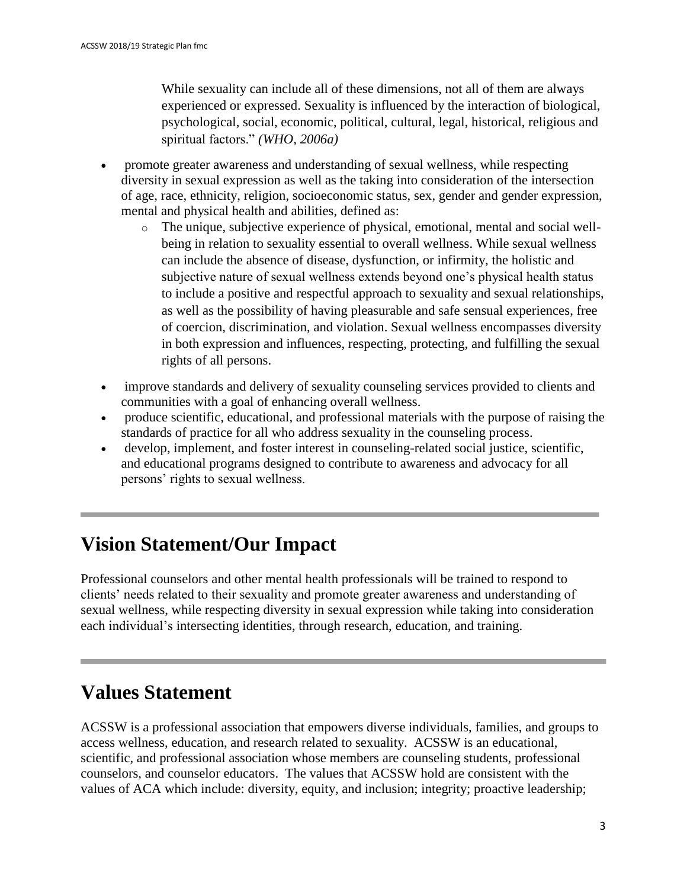While sexuality can include all of these dimensions, not all of them are always experienced or expressed. Sexuality is influenced by the interaction of biological, psychological, social, economic, political, cultural, legal, historical, religious and spiritual factors." *(WHO, 2006a)*

- promote greater awareness and understanding of sexual wellness, while respecting diversity in sexual expression as well as the taking into consideration of the intersection of age, race, ethnicity, religion, socioeconomic status, sex, gender and gender expression, mental and physical health and abilities, defined as:
  - The unique, subjective experience of physical, emotional, mental and social well-being in relation to sexuality essential to overall wellness. While sexual wellness can include the absence of disease, dysfunction, or infirmity, the holistic and subjective nature of sexual wellness extends beyond one's physical health status to include a positive and respectful approach to sexuality and sexual relationships, as well as the possibility of having pleasurable and safe sensual experiences, free of coercion, discrimination, and violation. Sexual wellness encompasses diversity in both expression and influences, respecting, protecting, and fulfilling the sexual rights of all persons.
- improve standards and delivery of sexuality counseling services provided to clients and communities with a goal of enhancing overall wellness.
- produce scientific, educational, and professional materials with the purpose of raising the standards of practice for all who address sexuality in the counseling process.
- develop, implement, and foster interest in counseling-related social justice, scientific, and educational programs designed to contribute to awareness and advocacy for all persons' rights to sexual wellness.

# Vision Statement/Our Impact

Professional counselors and other mental health professionals will be trained to respond to clients' needs related to their sexuality and promote greater awareness and understanding of sexual wellness, while respecting diversity in sexual expression while taking into consideration each individual's intersecting identities, through research, education, and training.

# Values Statement

ACSSW is a professional association that empowers diverse individuals, families, and groups to access wellness, education, and research related to sexuality. ACSSW is an educational, scientific, and professional association whose members are counseling students, professional counselors, and counselor educators. The values that ACSSW hold are consistent with the values of ACA which include: diversity, equity, and inclusion; integrity; proactive leadership;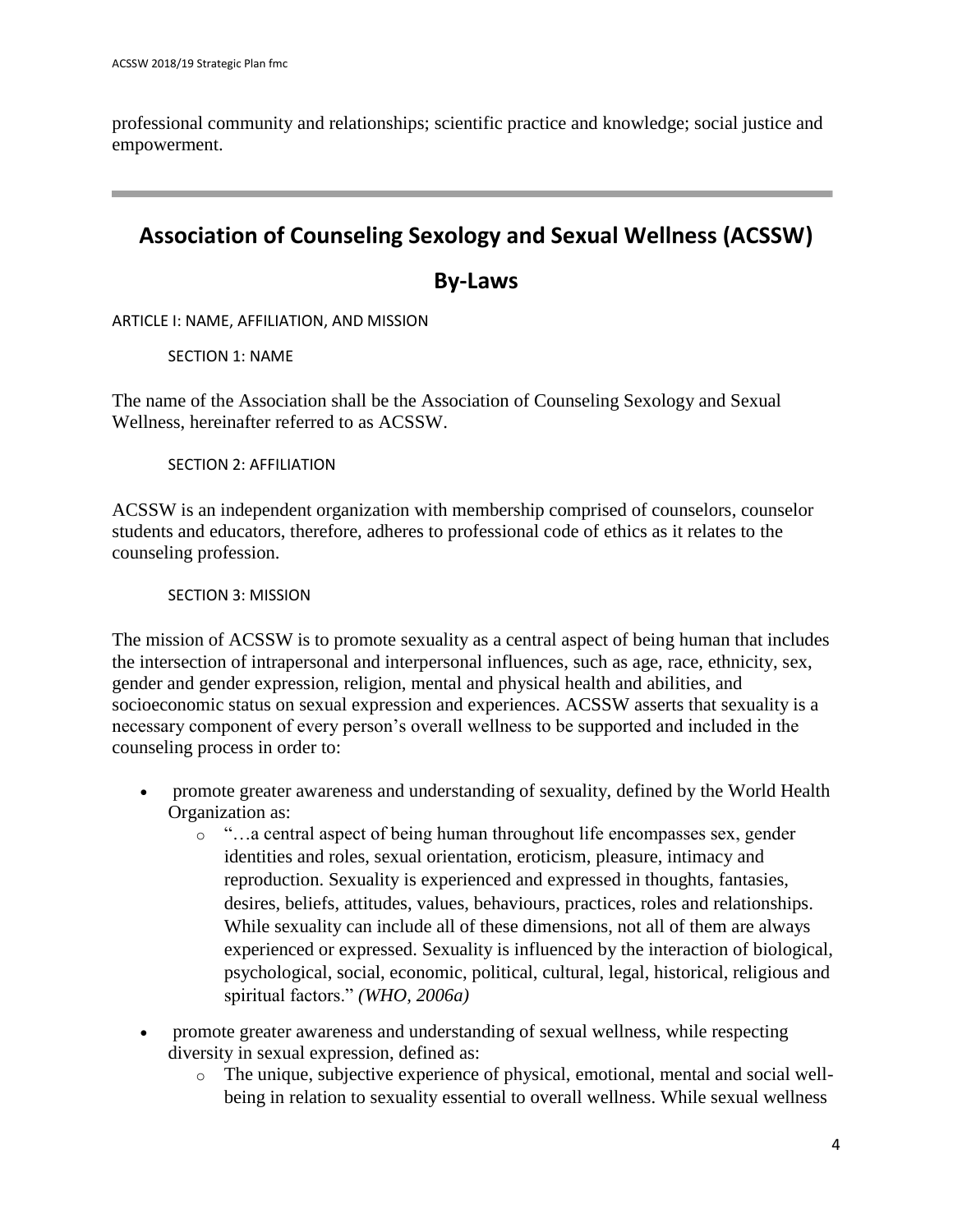professional community and relationships; scientific practice and knowledge; social justice and empowerment.

---

# Association of Counseling Sexology and Sexual Wellness (ACSSW)

## By-Laws

ARTICLE I: NAME, AFFILIATION, AND MISSION

SECTION 1: NAME

The name of the Association shall be the Association of Counseling Sexology and Sexual Wellness, hereinafter referred to as ACSSW.

SECTION 2: AFFILIATION

ACSSW is an independent organization with membership comprised of counselors, counselor students and educators, therefore, adheres to professional code of ethics as it relates to the counseling profession.

SECTION 3: MISSION

The mission of ACSSW is to promote sexuality as a central aspect of being human that includes the intersection of intrapersonal and interpersonal influences, such as age, race, ethnicity, sex, gender and gender expression, religion, mental and physical health and abilities, and socioeconomic status on sexual expression and experiences. ACSSW asserts that sexuality is a necessary component of every person's overall wellness to be supported and included in the counseling process in order to:

- promote greater awareness and understanding of sexuality, defined by the World Health Organization as:
    - "…a central aspect of being human throughout life encompasses sex, gender identities and roles, sexual orientation, eroticism, pleasure, intimacy and reproduction. Sexuality is experienced and expressed in thoughts, fantasies, desires, beliefs, attitudes, values, behaviours, practices, roles and relationships. While sexuality can include all of these dimensions, not all of them are always experienced or expressed. Sexuality is influenced by the interaction of biological, psychological, social, economic, political, cultural, legal, historical, religious and spiritual factors." *(WHO, 2006a)*
- promote greater awareness and understanding of sexual wellness, while respecting diversity in sexual expression, defined as:
    - The unique, subjective experience of physical, emotional, mental and social well-being in relation to sexuality essential to overall wellness. While sexual wellness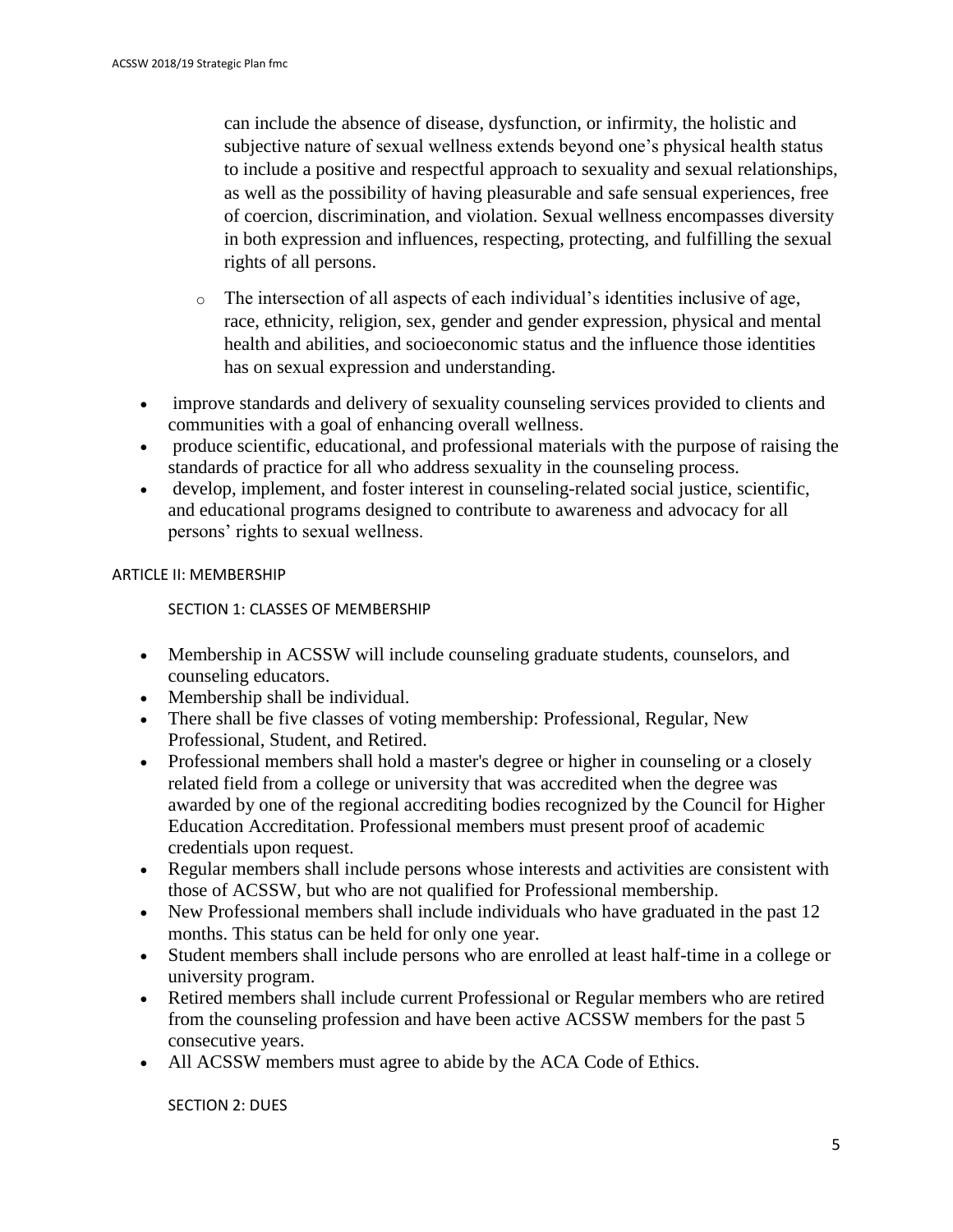can include the absence of disease, dysfunction, or infirmity, the holistic and subjective nature of sexual wellness extends beyond one's physical health status to include a positive and respectful approach to sexuality and sexual relationships, as well as the possibility of having pleasurable and safe sensual experiences, free of coercion, discrimination, and violation. Sexual wellness encompasses diversity in both expression and influences, respecting, protecting, and fulfilling the sexual rights of all persons.

  - The intersection of all aspects of each individual's identities inclusive of age, race, ethnicity, religion, sex, gender and gender expression, physical and mental health and abilities, and socioeconomic status and the influence those identities has on sexual expression and understanding.

- improve standards and delivery of sexuality counseling services provided to clients and communities with a goal of enhancing overall wellness.
- produce scientific, educational, and professional materials with the purpose of raising the standards of practice for all who address sexuality in the counseling process.
- develop, implement, and foster interest in counseling-related social justice, scientific, and educational programs designed to contribute to awareness and advocacy for all persons' rights to sexual wellness.

## ARTICLE II: MEMBERSHIP

### SECTION 1: CLASSES OF MEMBERSHIP

- Membership in ACSSW will include counseling graduate students, counselors, and counseling educators.
- Membership shall be individual.
- There shall be five classes of voting membership: Professional, Regular, New Professional, Student, and Retired.
- Professional members shall hold a master's degree or higher in counseling or a closely related field from a college or university that was accredited when the degree was awarded by one of the regional accrediting bodies recognized by the Council for Higher Education Accreditation. Professional members must present proof of academic credentials upon request.
- Regular members shall include persons whose interests and activities are consistent with those of ACSSW, but who are not qualified for Professional membership.
- New Professional members shall include individuals who have graduated in the past 12 months. This status can be held for only one year.
- Student members shall include persons who are enrolled at least half-time in a college or university program.
- Retired members shall include current Professional or Regular members who are retired from the counseling profession and have been active ACSSW members for the past 5 consecutive years.
- All ACSSW members must agree to abide by the ACA Code of Ethics.

### SECTION 2: DUES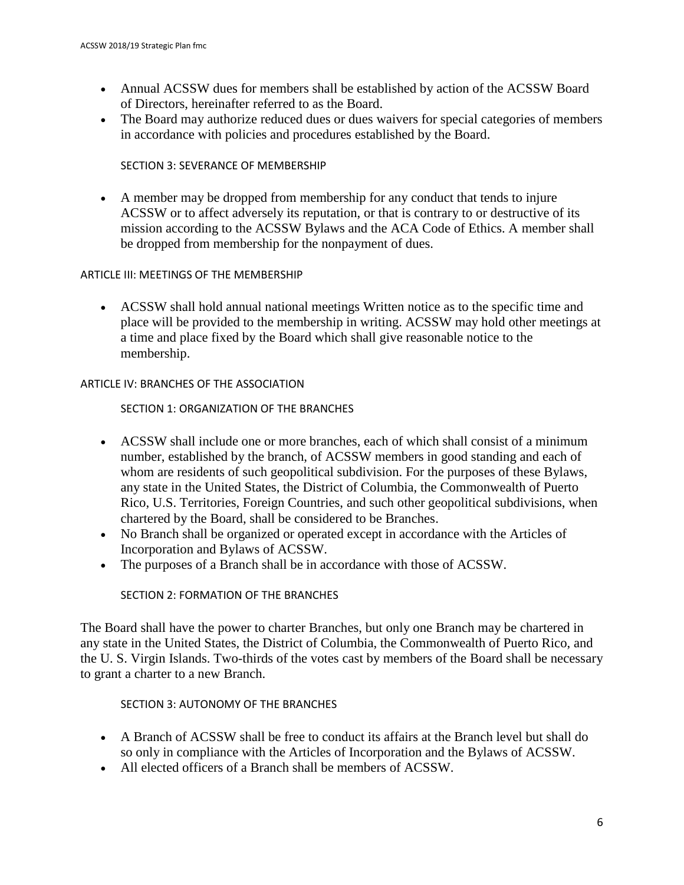- Annual ACSSW dues for members shall be established by action of the ACSSW Board of Directors, hereinafter referred to as the Board.
- The Board may authorize reduced dues or dues waivers for special categories of members in accordance with policies and procedures established by the Board.

### SECTION 3: SEVERANCE OF MEMBERSHIP

- A member may be dropped from membership for any conduct that tends to injure ACSSW or to affect adversely its reputation, or that is contrary to or destructive of its mission according to the ACSSW Bylaws and the ACA Code of Ethics. A member shall be dropped from membership for the nonpayment of dues.

## ARTICLE III: MEETINGS OF THE MEMBERSHIP

- ACSSW shall hold annual national meetings Written notice as to the specific time and place will be provided to the membership in writing. ACSSW may hold other meetings at a time and place fixed by the Board which shall give reasonable notice to the membership.

## ARTICLE IV: BRANCHES OF THE ASSOCIATION

### SECTION 1: ORGANIZATION OF THE BRANCHES

- ACSSW shall include one or more branches, each of which shall consist of a minimum number, established by the branch, of ACSSW members in good standing and each of whom are residents of such geopolitical subdivision. For the purposes of these Bylaws, any state in the United States, the District of Columbia, the Commonwealth of Puerto Rico, U.S. Territories, Foreign Countries, and such other geopolitical subdivisions, when chartered by the Board, shall be considered to be Branches.
- No Branch shall be organized or operated except in accordance with the Articles of Incorporation and Bylaws of ACSSW.
- The purposes of a Branch shall be in accordance with those of ACSSW.

### SECTION 2: FORMATION OF THE BRANCHES

The Board shall have the power to charter Branches, but only one Branch may be chartered in any state in the United States, the District of Columbia, the Commonwealth of Puerto Rico, and the U. S. Virgin Islands. Two-thirds of the votes cast by members of the Board shall be necessary to grant a charter to a new Branch.

### SECTION 3: AUTONOMY OF THE BRANCHES

- A Branch of ACSSW shall be free to conduct its affairs at the Branch level but shall do so only in compliance with the Articles of Incorporation and the Bylaws of ACSSW.
- All elected officers of a Branch shall be members of ACSSW.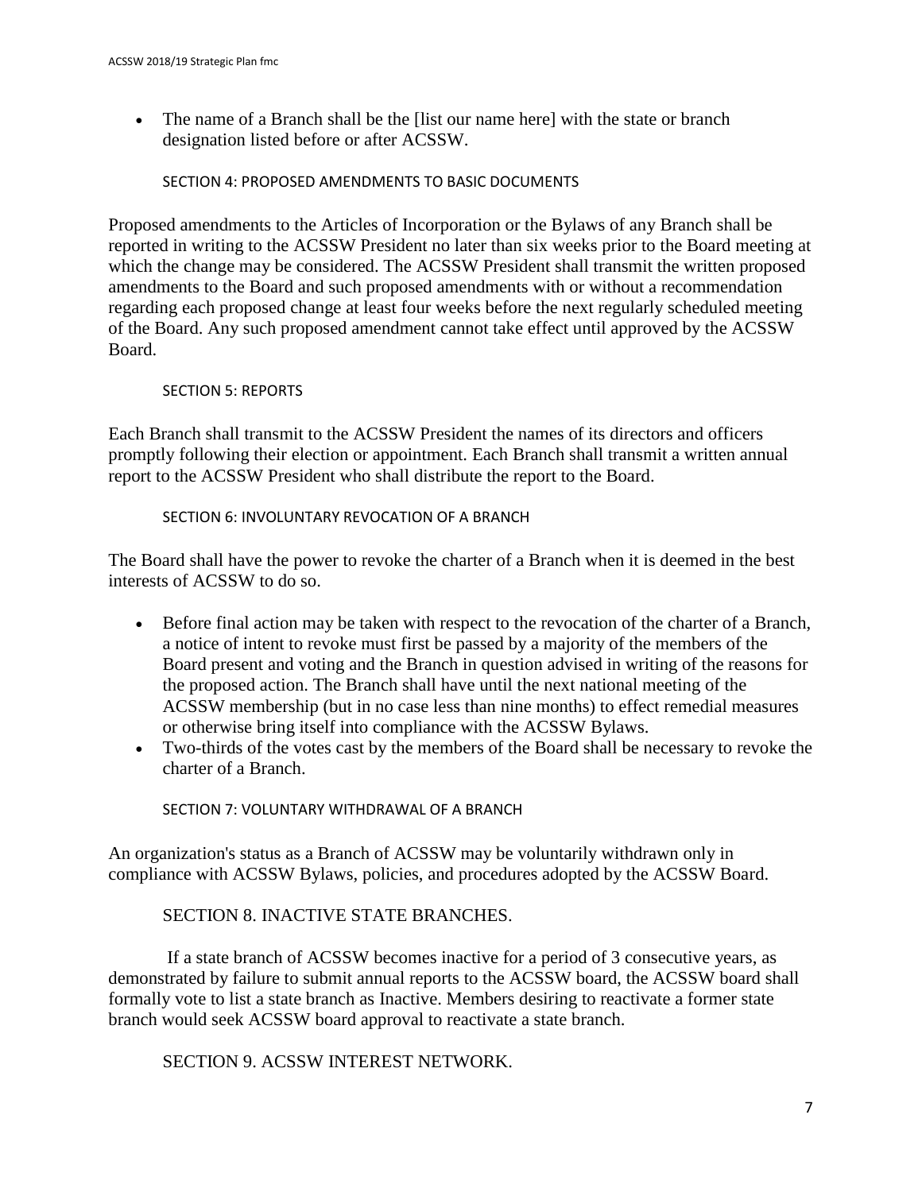- The name of a Branch shall be the [list our name here] with the state or branch designation listed before or after ACSSW.

### SECTION 4: PROPOSED AMENDMENTS TO BASIC DOCUMENTS

Proposed amendments to the Articles of Incorporation or the Bylaws of any Branch shall be reported in writing to the ACSSW President no later than six weeks prior to the Board meeting at which the change may be considered. The ACSSW President shall transmit the written proposed amendments to the Board and such proposed amendments with or without a recommendation regarding each proposed change at least four weeks before the next regularly scheduled meeting of the Board. Any such proposed amendment cannot take effect until approved by the ACSSW Board.

### SECTION 5: REPORTS

Each Branch shall transmit to the ACSSW President the names of its directors and officers promptly following their election or appointment. Each Branch shall transmit a written annual report to the ACSSW President who shall distribute the report to the Board.

### SECTION 6: INVOLUNTARY REVOCATION OF A BRANCH

The Board shall have the power to revoke the charter of a Branch when it is deemed in the best interests of ACSSW to do so.

- Before final action may be taken with respect to the revocation of the charter of a Branch, a notice of intent to revoke must first be passed by a majority of the members of the Board present and voting and the Branch in question advised in writing of the reasons for the proposed action. The Branch shall have until the next national meeting of the ACSSW membership (but in no case less than nine months) to effect remedial measures or otherwise bring itself into compliance with the ACSSW Bylaws.
- Two-thirds of the votes cast by the members of the Board shall be necessary to revoke the charter of a Branch.

### SECTION 7: VOLUNTARY WITHDRAWAL OF A BRANCH

An organization's status as a Branch of ACSSW may be voluntarily withdrawn only in compliance with ACSSW Bylaws, policies, and procedures adopted by the ACSSW Board.

### SECTION 8. INACTIVE STATE BRANCHES.

If a state branch of ACSSW becomes inactive for a period of 3 consecutive years, as demonstrated by failure to submit annual reports to the ACSSW board, the ACSSW board shall formally vote to list a state branch as Inactive. Members desiring to reactivate a former state branch would seek ACSSW board approval to reactivate a state branch.

### SECTION 9. ACSSW INTEREST NETWORK.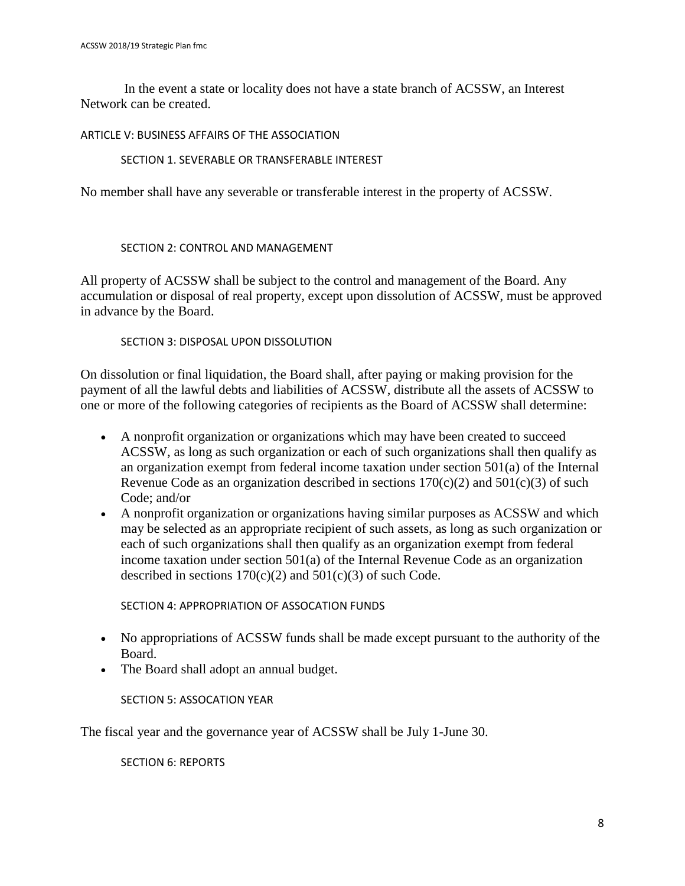In the event a state or locality does not have a state branch of ACSSW, an Interest Network can be created.

## ARTICLE V: BUSINESS AFFAIRS OF THE ASSOCIATION

### SECTION 1. SEVERABLE OR TRANSFERABLE INTEREST

No member shall have any severable or transferable interest in the property of ACSSW.

### SECTION 2: CONTROL AND MANAGEMENT

All property of ACSSW shall be subject to the control and management of the Board. Any accumulation or disposal of real property, except upon dissolution of ACSSW, must be approved in advance by the Board.

### SECTION 3: DISPOSAL UPON DISSOLUTION

On dissolution or final liquidation, the Board shall, after paying or making provision for the payment of all the lawful debts and liabilities of ACSSW, distribute all the assets of ACSSW to one or more of the following categories of recipients as the Board of ACSSW shall determine:

- A nonprofit organization or organizations which may have been created to succeed ACSSW, as long as such organization or each of such organizations shall then qualify as an organization exempt from federal income taxation under section 501(a) of the Internal Revenue Code as an organization described in sections 170(c)(2) and 501(c)(3) of such Code; and/or
- A nonprofit organization or organizations having similar purposes as ACSSW and which may be selected as an appropriate recipient of such assets, as long as such organization or each of such organizations shall then qualify as an organization exempt from federal income taxation under section 501(a) of the Internal Revenue Code as an organization described in sections 170(c)(2) and 501(c)(3) of such Code.

### SECTION 4: APPROPRIATION OF ASSOCATION FUNDS

- No appropriations of ACSSW funds shall be made except pursuant to the authority of the Board.
- The Board shall adopt an annual budget.

### SECTION 5: ASSOCATION YEAR

The fiscal year and the governance year of ACSSW shall be July 1-June 30.

### SECTION 6: REPORTS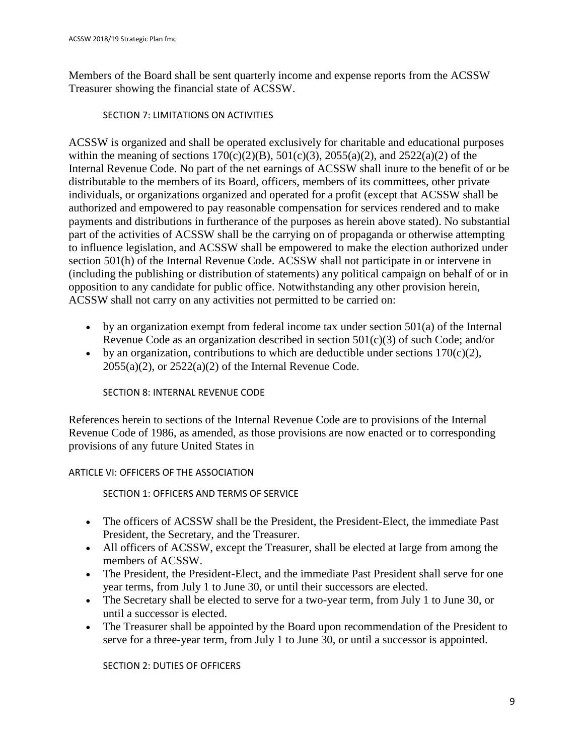Members of the Board shall be sent quarterly income and expense reports from the ACSSW Treasurer showing the financial state of ACSSW.

### SECTION 7: LIMITATIONS ON ACTIVITIES

ACSSW is organized and shall be operated exclusively for charitable and educational purposes within the meaning of sections 170(c)(2)(B), 501(c)(3), 2055(a)(2), and 2522(a)(2) of the Internal Revenue Code. No part of the net earnings of ACSSW shall inure to the benefit of or be distributable to the members of its Board, officers, members of its committees, other private individuals, or organizations organized and operated for a profit (except that ACSSW shall be authorized and empowered to pay reasonable compensation for services rendered and to make payments and distributions in furtherance of the purposes as herein above stated). No substantial part of the activities of ACSSW shall be the carrying on of propaganda or otherwise attempting to influence legislation, and ACSSW shall be empowered to make the election authorized under section 501(h) of the Internal Revenue Code. ACSSW shall not participate in or intervene in (including the publishing or distribution of statements) any political campaign on behalf of or in opposition to any candidate for public office. Notwithstanding any other provision herein, ACSSW shall not carry on any activities not permitted to be carried on:

- by an organization exempt from federal income tax under section 501(a) of the Internal Revenue Code as an organization described in section 501(c)(3) of such Code; and/or
- by an organization, contributions to which are deductible under sections 170(c)(2), 2055(a)(2), or 2522(a)(2) of the Internal Revenue Code.

### SECTION 8: INTERNAL REVENUE CODE

References herein to sections of the Internal Revenue Code are to provisions of the Internal Revenue Code of 1986, as amended, as those provisions are now enacted or to corresponding provisions of any future United States in

## ARTICLE VI: OFFICERS OF THE ASSOCIATION

### SECTION 1: OFFICERS AND TERMS OF SERVICE

- The officers of ACSSW shall be the President, the President-Elect, the immediate Past President, the Secretary, and the Treasurer.
- All officers of ACSSW, except the Treasurer, shall be elected at large from among the members of ACSSW.
- The President, the President-Elect, and the immediate Past President shall serve for one year terms, from July 1 to June 30, or until their successors are elected.
- The Secretary shall be elected to serve for a two-year term, from July 1 to June 30, or until a successor is elected.
- The Treasurer shall be appointed by the Board upon recommendation of the President to serve for a three-year term, from July 1 to June 30, or until a successor is appointed.

### SECTION 2: DUTIES OF OFFICERS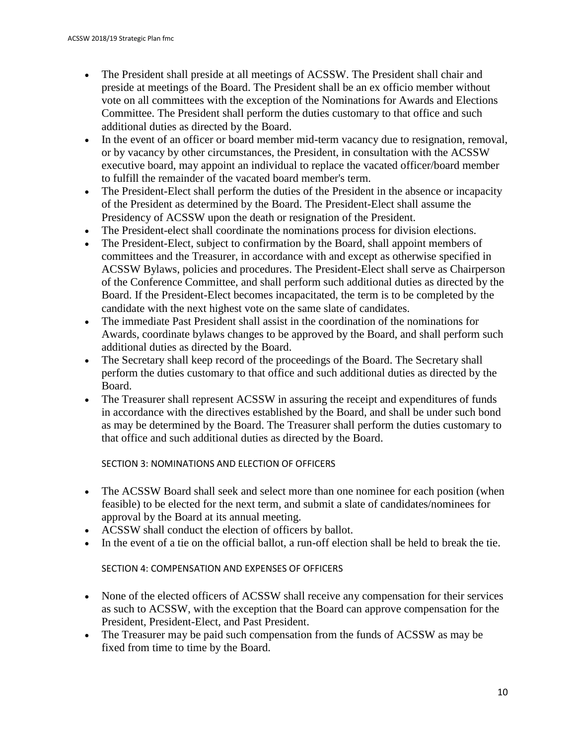- The President shall preside at all meetings of ACSSW. The President shall chair and preside at meetings of the Board. The President shall be an ex officio member without vote on all committees with the exception of the Nominations for Awards and Elections Committee. The President shall perform the duties customary to that office and such additional duties as directed by the Board.
- In the event of an officer or board member mid-term vacancy due to resignation, removal, or by vacancy by other circumstances, the President, in consultation with the ACSSW executive board, may appoint an individual to replace the vacated officer/board member to fulfill the remainder of the vacated board member's term.
- The President-Elect shall perform the duties of the President in the absence or incapacity of the President as determined by the Board. The President-Elect shall assume the Presidency of ACSSW upon the death or resignation of the President.
- The President-elect shall coordinate the nominations process for division elections.
- The President-Elect, subject to confirmation by the Board, shall appoint members of committees and the Treasurer, in accordance with and except as otherwise specified in ACSSW Bylaws, policies and procedures. The President-Elect shall serve as Chairperson of the Conference Committee, and shall perform such additional duties as directed by the Board. If the President-Elect becomes incapacitated, the term is to be completed by the candidate with the next highest vote on the same slate of candidates.
- The immediate Past President shall assist in the coordination of the nominations for Awards, coordinate bylaws changes to be approved by the Board, and shall perform such additional duties as directed by the Board.
- The Secretary shall keep record of the proceedings of the Board. The Secretary shall perform the duties customary to that office and such additional duties as directed by the Board.
- The Treasurer shall represent ACSSW in assuring the receipt and expenditures of funds in accordance with the directives established by the Board, and shall be under such bond as may be determined by the Board. The Treasurer shall perform the duties customary to that office and such additional duties as directed by the Board.

SECTION 3: NOMINATIONS AND ELECTION OF OFFICERS

- The ACSSW Board shall seek and select more than one nominee for each position (when feasible) to be elected for the next term, and submit a slate of candidates/nominees for approval by the Board at its annual meeting.
- ACSSW shall conduct the election of officers by ballot.
- In the event of a tie on the official ballot, a run-off election shall be held to break the tie.

SECTION 4: COMPENSATION AND EXPENSES OF OFFICERS

- None of the elected officers of ACSSW shall receive any compensation for their services as such to ACSSW, with the exception that the Board can approve compensation for the President, President-Elect, and Past President.
- The Treasurer may be paid such compensation from the funds of ACSSW as may be fixed from time to time by the Board.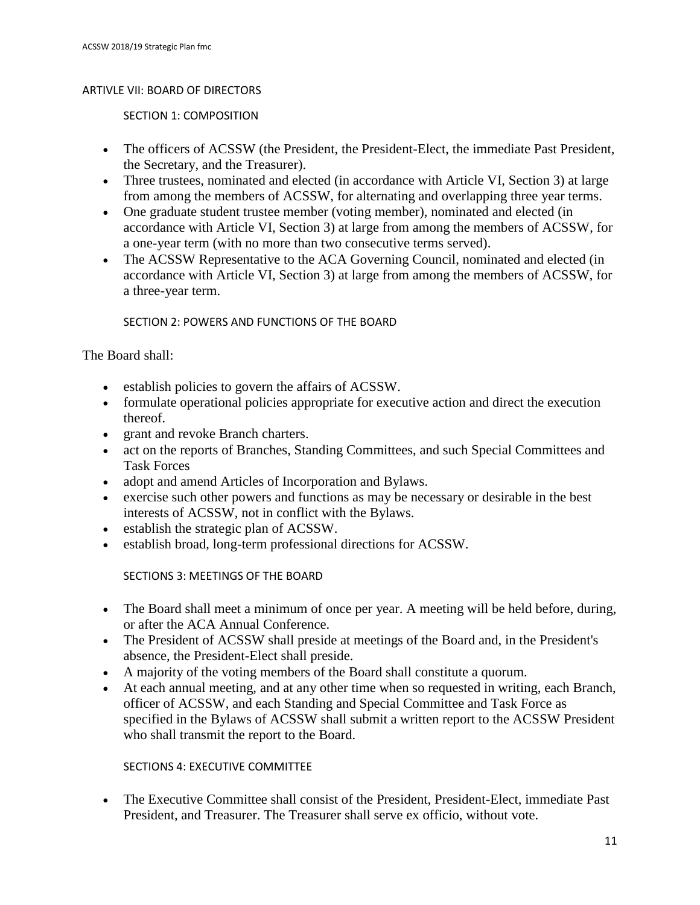## ARTIVLE VII: BOARD OF DIRECTORS

### SECTION 1: COMPOSITION

- The officers of ACSSW (the President, the President-Elect, the immediate Past President, the Secretary, and the Treasurer).
- Three trustees, nominated and elected (in accordance with Article VI, Section 3) at large from among the members of ACSSW, for alternating and overlapping three year terms.
- One graduate student trustee member (voting member), nominated and elected (in accordance with Article VI, Section 3) at large from among the members of ACSSW, for a one-year term (with no more than two consecutive terms served).
- The ACSSW Representative to the ACA Governing Council, nominated and elected (in accordance with Article VI, Section 3) at large from among the members of ACSSW, for a three-year term.

### SECTION 2: POWERS AND FUNCTIONS OF THE BOARD

The Board shall:

- establish policies to govern the affairs of ACSSW.
- formulate operational policies appropriate for executive action and direct the execution thereof.
- grant and revoke Branch charters.
- act on the reports of Branches, Standing Committees, and such Special Committees and Task Forces
- adopt and amend Articles of Incorporation and Bylaws.
- exercise such other powers and functions as may be necessary or desirable in the best interests of ACSSW, not in conflict with the Bylaws.
- establish the strategic plan of ACSSW.
- establish broad, long-term professional directions for ACSSW.

### SECTIONS 3: MEETINGS OF THE BOARD

- The Board shall meet a minimum of once per year. A meeting will be held before, during, or after the ACA Annual Conference.
- The President of ACSSW shall preside at meetings of the Board and, in the President's absence, the President-Elect shall preside.
- A majority of the voting members of the Board shall constitute a quorum.
- At each annual meeting, and at any other time when so requested in writing, each Branch, officer of ACSSW, and each Standing and Special Committee and Task Force as specified in the Bylaws of ACSSW shall submit a written report to the ACSSW President who shall transmit the report to the Board.

### SECTIONS 4: EXECUTIVE COMMITTEE

- The Executive Committee shall consist of the President, President-Elect, immediate Past President, and Treasurer. The Treasurer shall serve ex officio, without vote.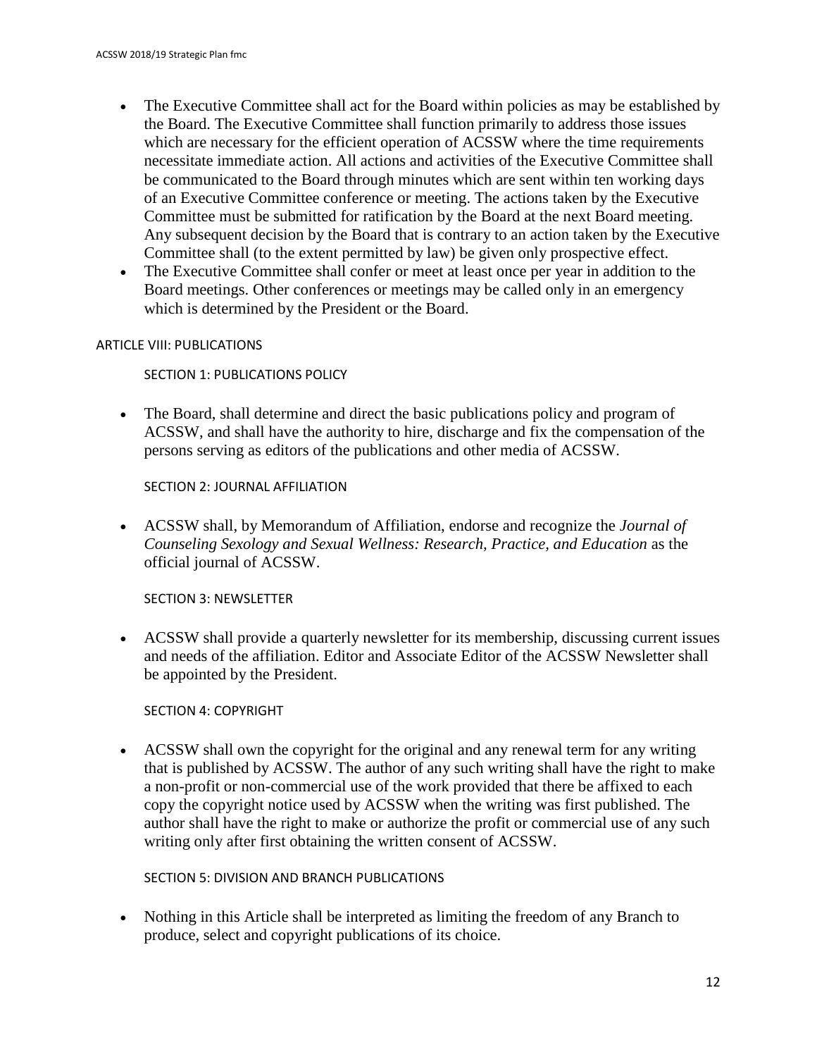- The Executive Committee shall act for the Board within policies as may be established by the Board. The Executive Committee shall function primarily to address those issues which are necessary for the efficient operation of ACSSW where the time requirements necessitate immediate action. All actions and activities of the Executive Committee shall be communicated to the Board through minutes which are sent within ten working days of an Executive Committee conference or meeting. The actions taken by the Executive Committee must be submitted for ratification by the Board at the next Board meeting. Any subsequent decision by the Board that is contrary to an action taken by the Executive Committee shall (to the extent permitted by law) be given only prospective effect.
- The Executive Committee shall confer or meet at least once per year in addition to the Board meetings. Other conferences or meetings may be called only in an emergency which is determined by the President or the Board.

## ARTICLE VIII: PUBLICATIONS

### SECTION 1: PUBLICATIONS POLICY

- The Board, shall determine and direct the basic publications policy and program of ACSSW, and shall have the authority to hire, discharge and fix the compensation of the persons serving as editors of the publications and other media of ACSSW.

### SECTION 2: JOURNAL AFFILIATION

- ACSSW shall, by Memorandum of Affiliation, endorse and recognize the *Journal of Counseling Sexology and Sexual Wellness: Research, Practice, and Education* as the official journal of ACSSW.

### SECTION 3: NEWSLETTER

- ACSSW shall provide a quarterly newsletter for its membership, discussing current issues and needs of the affiliation. Editor and Associate Editor of the ACSSW Newsletter shall be appointed by the President.

### SECTION 4: COPYRIGHT

- ACSSW shall own the copyright for the original and any renewal term for any writing that is published by ACSSW. The author of any such writing shall have the right to make a non-profit or non-commercial use of the work provided that there be affixed to each copy the copyright notice used by ACSSW when the writing was first published. The author shall have the right to make or authorize the profit or commercial use of any such writing only after first obtaining the written consent of ACSSW.

### SECTION 5: DIVISION AND BRANCH PUBLICATIONS

- Nothing in this Article shall be interpreted as limiting the freedom of any Branch to produce, select and copyright publications of its choice.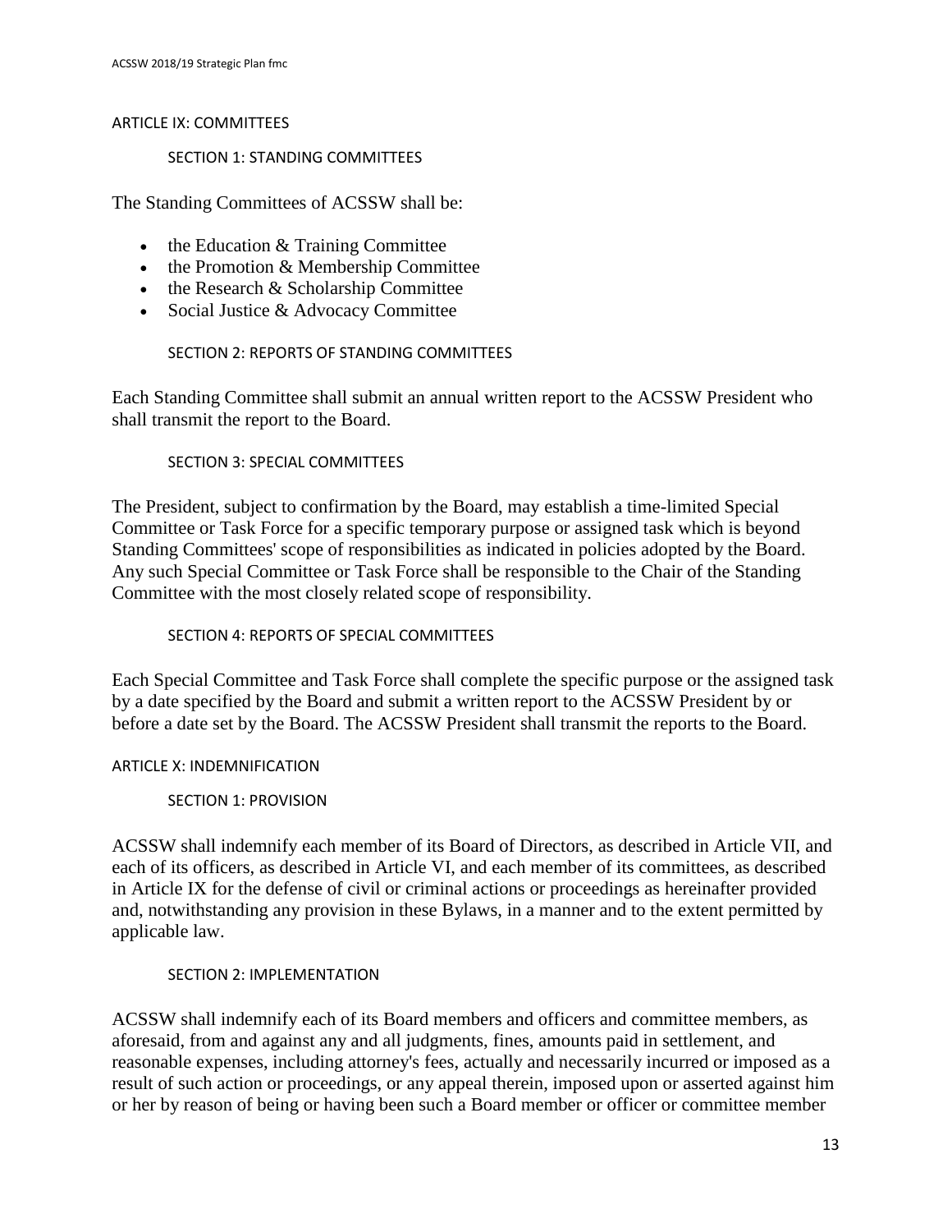## ARTICLE IX: COMMITTEES

### SECTION 1: STANDING COMMITTEES

The Standing Committees of ACSSW shall be:

- the Education & Training Committee
- the Promotion & Membership Committee
- the Research & Scholarship Committee
- Social Justice & Advocacy Committee

### SECTION 2: REPORTS OF STANDING COMMITTEES

Each Standing Committee shall submit an annual written report to the ACSSW President who shall transmit the report to the Board.

### SECTION 3: SPECIAL COMMITTEES

The President, subject to confirmation by the Board, may establish a time-limited Special Committee or Task Force for a specific temporary purpose or assigned task which is beyond Standing Committees' scope of responsibilities as indicated in policies adopted by the Board. Any such Special Committee or Task Force shall be responsible to the Chair of the Standing Committee with the most closely related scope of responsibility.

### SECTION 4: REPORTS OF SPECIAL COMMITTEES

Each Special Committee and Task Force shall complete the specific purpose or the assigned task by a date specified by the Board and submit a written report to the ACSSW President by or before a date set by the Board. The ACSSW President shall transmit the reports to the Board.

## ARTICLE X: INDEMNIFICATION

### SECTION 1: PROVISION

ACSSW shall indemnify each member of its Board of Directors, as described in Article VII, and each of its officers, as described in Article VI, and each member of its committees, as described in Article IX for the defense of civil or criminal actions or proceedings as hereinafter provided and, notwithstanding any provision in these Bylaws, in a manner and to the extent permitted by applicable law.

### SECTION 2: IMPLEMENTATION

ACSSW shall indemnify each of its Board members and officers and committee members, as aforesaid, from and against any and all judgments, fines, amounts paid in settlement, and reasonable expenses, including attorney's fees, actually and necessarily incurred or imposed as a result of such action or proceedings, or any appeal therein, imposed upon or asserted against him or her by reason of being or having been such a Board member or officer or committee member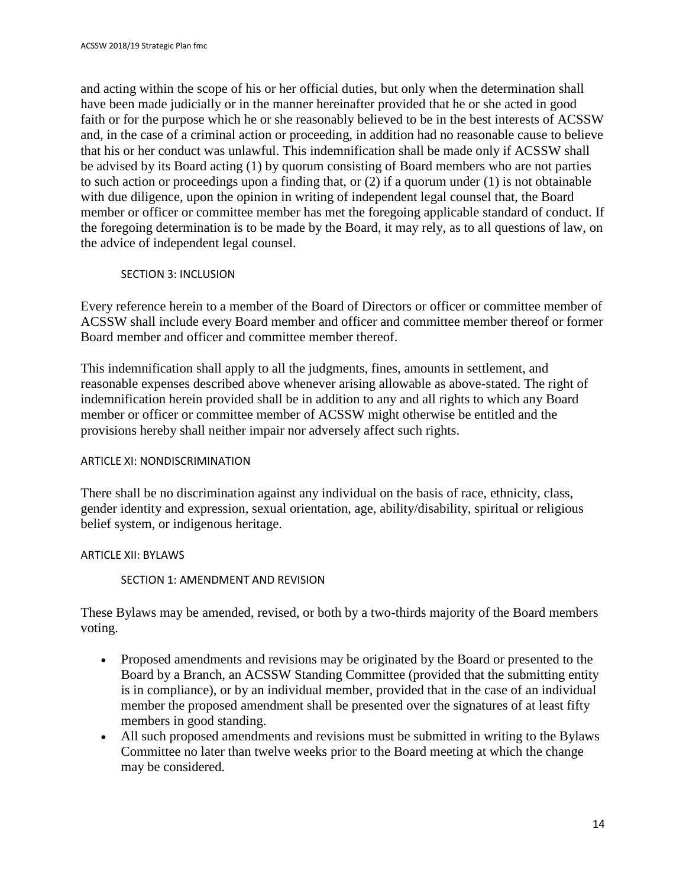and acting within the scope of his or her official duties, but only when the determination shall have been made judicially or in the manner hereinafter provided that he or she acted in good faith or for the purpose which he or she reasonably believed to be in the best interests of ACSSW and, in the case of a criminal action or proceeding, in addition had no reasonable cause to believe that his or her conduct was unlawful. This indemnification shall be made only if ACSSW shall be advised by its Board acting (1) by quorum consisting of Board members who are not parties to such action or proceedings upon a finding that, or (2) if a quorum under (1) is not obtainable with due diligence, upon the opinion in writing of independent legal counsel that, the Board member or officer or committee member has met the foregoing applicable standard of conduct. If the foregoing determination is to be made by the Board, it may rely, as to all questions of law, on the advice of independent legal counsel.

#### SECTION 3: INCLUSION

Every reference herein to a member of the Board of Directors or officer or committee member of ACSSW shall include every Board member and officer and committee member thereof or former Board member and officer and committee member thereof.

This indemnification shall apply to all the judgments, fines, amounts in settlement, and reasonable expenses described above whenever arising allowable as above-stated. The right of indemnification herein provided shall be in addition to any and all rights to which any Board member or officer or committee member of ACSSW might otherwise be entitled and the provisions hereby shall neither impair nor adversely affect such rights.

### ARTICLE XI: NONDISCRIMINATION

There shall be no discrimination against any individual on the basis of race, ethnicity, class, gender identity and expression, sexual orientation, age, ability/disability, spiritual or religious belief system, or indigenous heritage.

### ARTICLE XII: BYLAWS

#### SECTION 1: AMENDMENT AND REVISION

These Bylaws may be amended, revised, or both by a two-thirds majority of the Board members voting.

- Proposed amendments and revisions may be originated by the Board or presented to the Board by a Branch, an ACSSW Standing Committee (provided that the submitting entity is in compliance), or by an individual member, provided that in the case of an individual member the proposed amendment shall be presented over the signatures of at least fifty members in good standing.
- All such proposed amendments and revisions must be submitted in writing to the Bylaws Committee no later than twelve weeks prior to the Board meeting at which the change may be considered.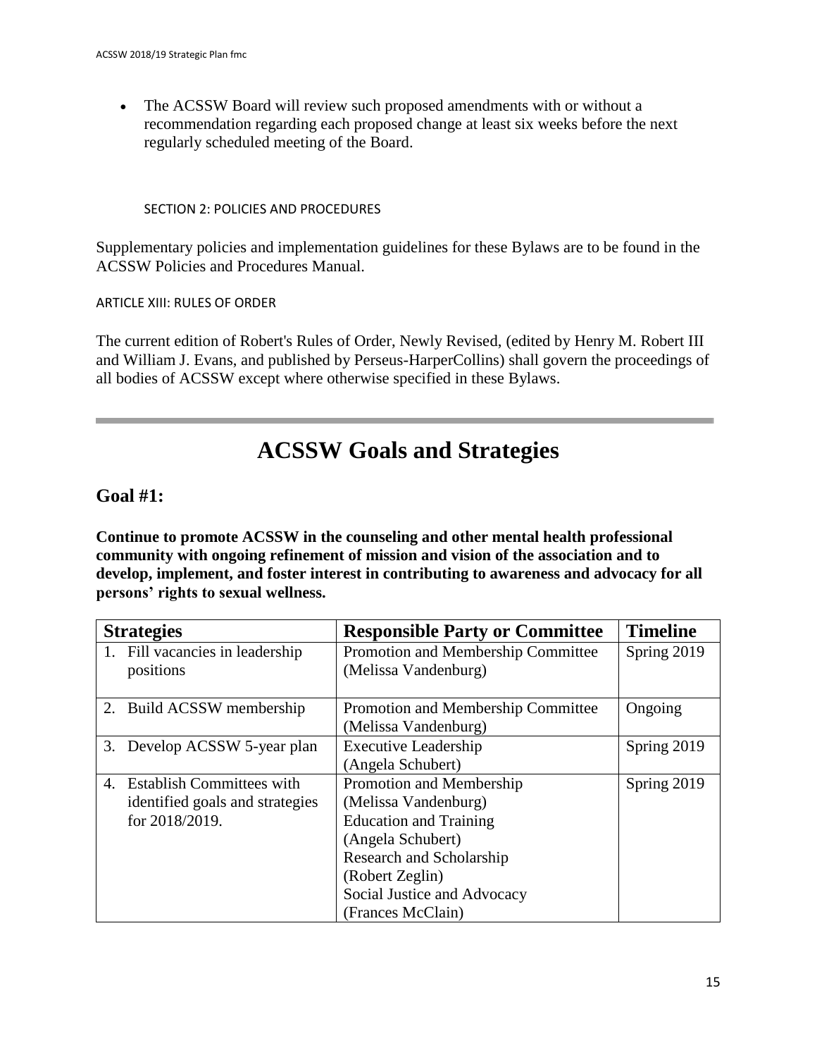- The ACSSW Board will review such proposed amendments with or without a recommendation regarding each proposed change at least six weeks before the next regularly scheduled meeting of the Board.

SECTION 2: POLICIES AND PROCEDURES

Supplementary policies and implementation guidelines for these Bylaws are to be found in the ACSSW Policies and Procedures Manual.

ARTICLE XIII: RULES OF ORDER

The current edition of Robert's Rules of Order, Newly Revised, (edited by Henry M. Robert III and William J. Evans, and published by Perseus-HarperCollins) shall govern the proceedings of all bodies of ACSSW except where otherwise specified in these Bylaws.

---

# ACSSW Goals and Strategies

## Goal #1:

**Continue to promote ACSSW in the counseling and other mental health professional community with ongoing refinement of mission and vision of the association and to develop, implement, and foster interest in contributing to awareness and advocacy for all persons' rights to sexual wellness.**

| Strategies | Responsible Party or Committee | Timeline |
|---|---|---|
| 1. Fill vacancies in leadership positions | Promotion and Membership Committee (Melissa Vandenburg) | Spring 2019 |
| 2. Build ACSSW membership | Promotion and Membership Committee (Melissa Vandenburg) | Ongoing |
| 3. Develop ACSSW 5-year plan | Executive Leadership (Angela Schubert) | Spring 2019 |
| 4. Establish Committees with identified goals and strategies for 2018/2019. | Promotion and Membership (Melissa Vandenburg) Education and Training (Angela Schubert) Research and Scholarship (Robert Zeglin) Social Justice and Advocacy (Frances McClain) | Spring 2019 |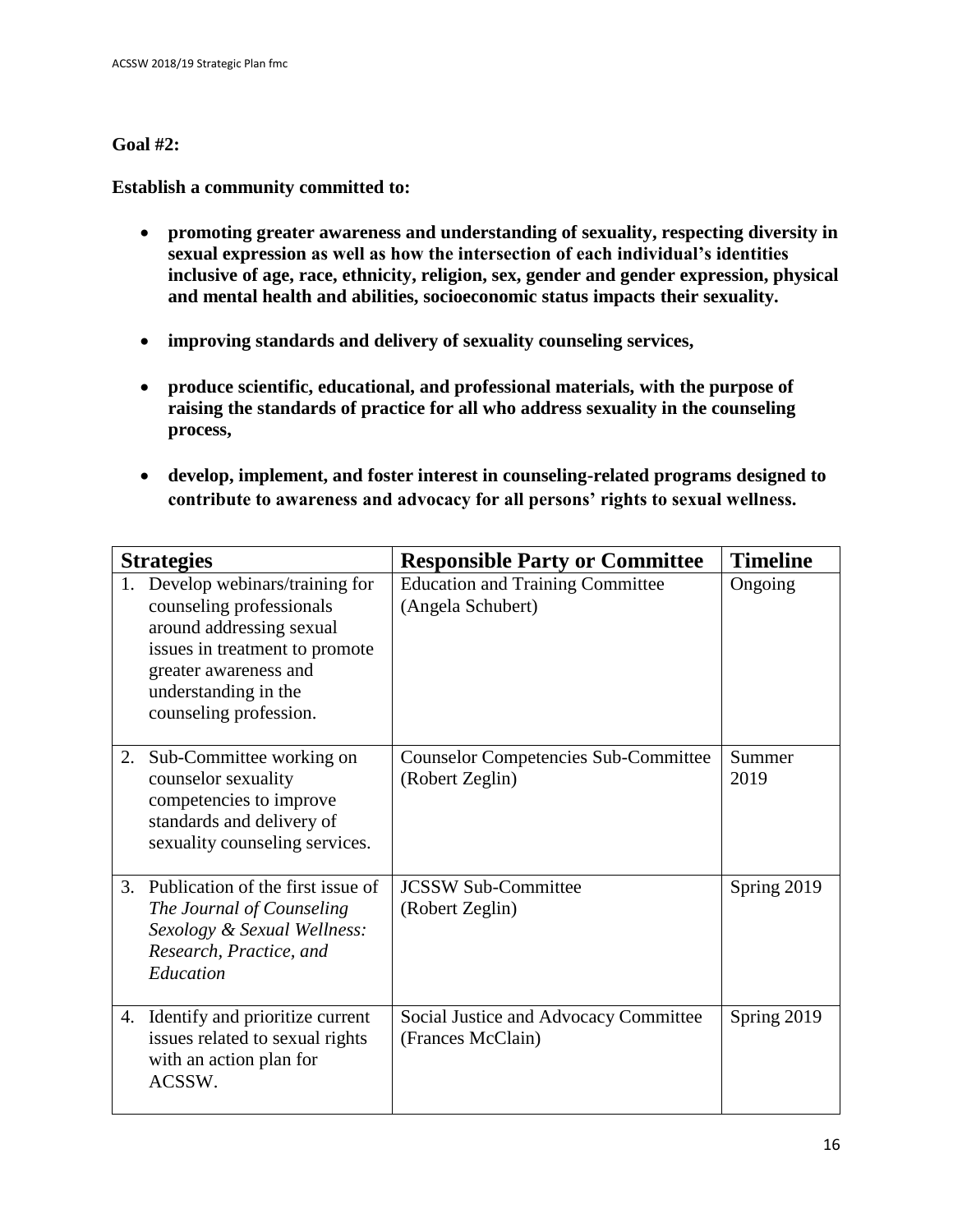**Goal #2:**

**Establish a community committed to:**

- **promoting greater awareness and understanding of sexuality, respecting diversity in sexual expression as well as how the intersection of each individual's identities inclusive of age, race, ethnicity, religion, sex, gender and gender expression, physical and mental health and abilities, socioeconomic status impacts their sexuality.**
- **improving standards and delivery of sexuality counseling services,**
- **produce scientific, educational, and professional materials, with the purpose of raising the standards of practice for all who address sexuality in the counseling process,**
- **develop, implement, and foster interest in counseling-related programs designed to contribute to awareness and advocacy for all persons' rights to sexual wellness.**

| Strategies | Responsible Party or Committee | Timeline |
|---|---|---|
| 1. Develop webinars/training for counseling professionals around addressing sexual issues in treatment to promote greater awareness and understanding in the counseling profession. | Education and Training Committee (Angela Schubert) | Ongoing |
| 2. Sub-Committee working on counselor sexuality competencies to improve standards and delivery of sexuality counseling services. | Counselor Competencies Sub-Committee (Robert Zeglin) | Summer 2019 |
| 3. Publication of the first issue of *The Journal of Counseling Sexology & Sexual Wellness: Research, Practice, and Education* | JCSSW Sub-Committee (Robert Zeglin) | Spring 2019 |
| 4. Identify and prioritize current issues related to sexual rights with an action plan for ACSSW. | Social Justice and Advocacy Committee (Frances McClain) | Spring 2019 |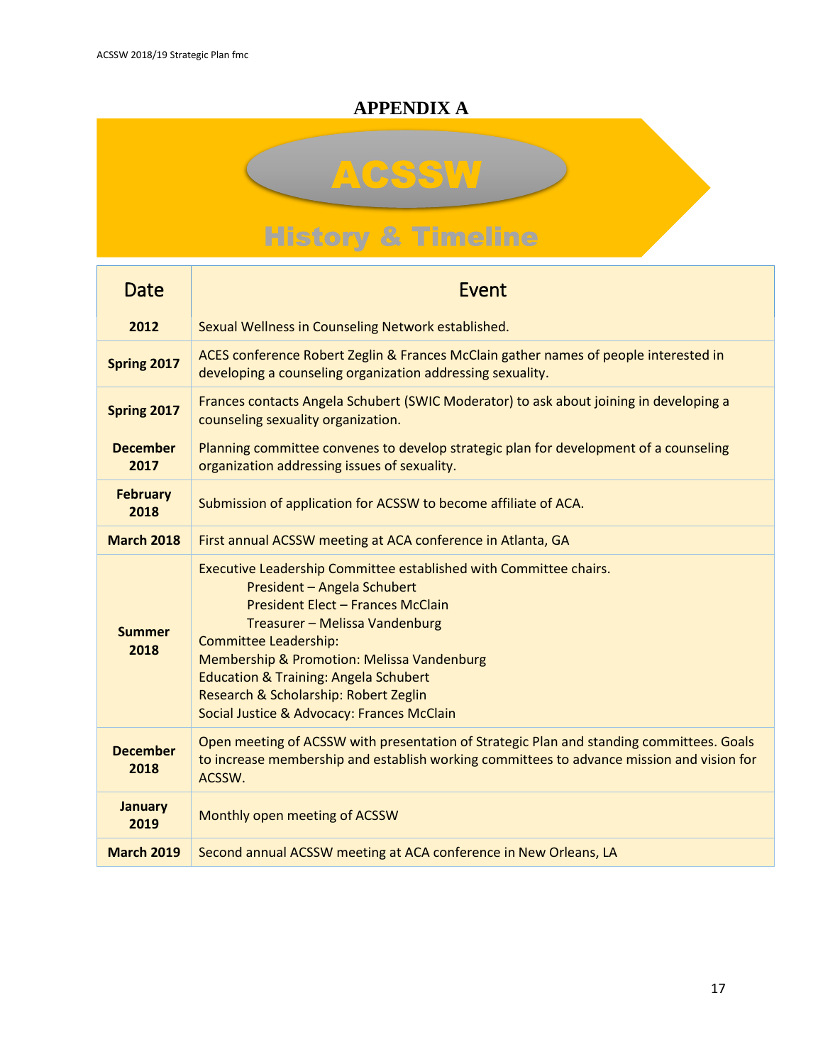# APPENDIX A

## ACSSW

## History & Timeline

| Date | Event |
|---|---|
| **2012** | Sexual Wellness in Counseling Network established. |
| **Spring 2017** | ACES conference Robert Zeglin & Frances McClain gather names of people interested in developing a counseling organization addressing sexuality. |
| **Spring 2017** | Frances contacts Angela Schubert (SWIC Moderator) to ask about joining in developing a counseling sexuality organization. |
| **December 2017** | Planning committee convenes to develop strategic plan for development of a counseling organization addressing issues of sexuality. |
| **February 2018** | Submission of application for ACSSW to become affiliate of ACA. |
| **March 2018** | First annual ACSSW meeting at ACA conference in Atlanta, GA |
| **Summer 2018** | Executive Leadership Committee established with Committee chairs.<br>President – Angela Schubert<br>President Elect – Frances McClain<br>Treasurer – Melissa Vandenburg<br>Committee Leadership:<br>Membership & Promotion: Melissa Vandenburg<br>Education & Training: Angela Schubert<br>Research & Scholarship: Robert Zeglin<br>Social Justice & Advocacy: Frances McClain |
| **December 2018** | Open meeting of ACSSW with presentation of Strategic Plan and standing committees. Goals to increase membership and establish working committees to advance mission and vision for ACSSW. |
| **January 2019** | Monthly open meeting of ACSSW |
| **March 2019** | Second annual ACSSW meeting at ACA conference in New Orleans, LA |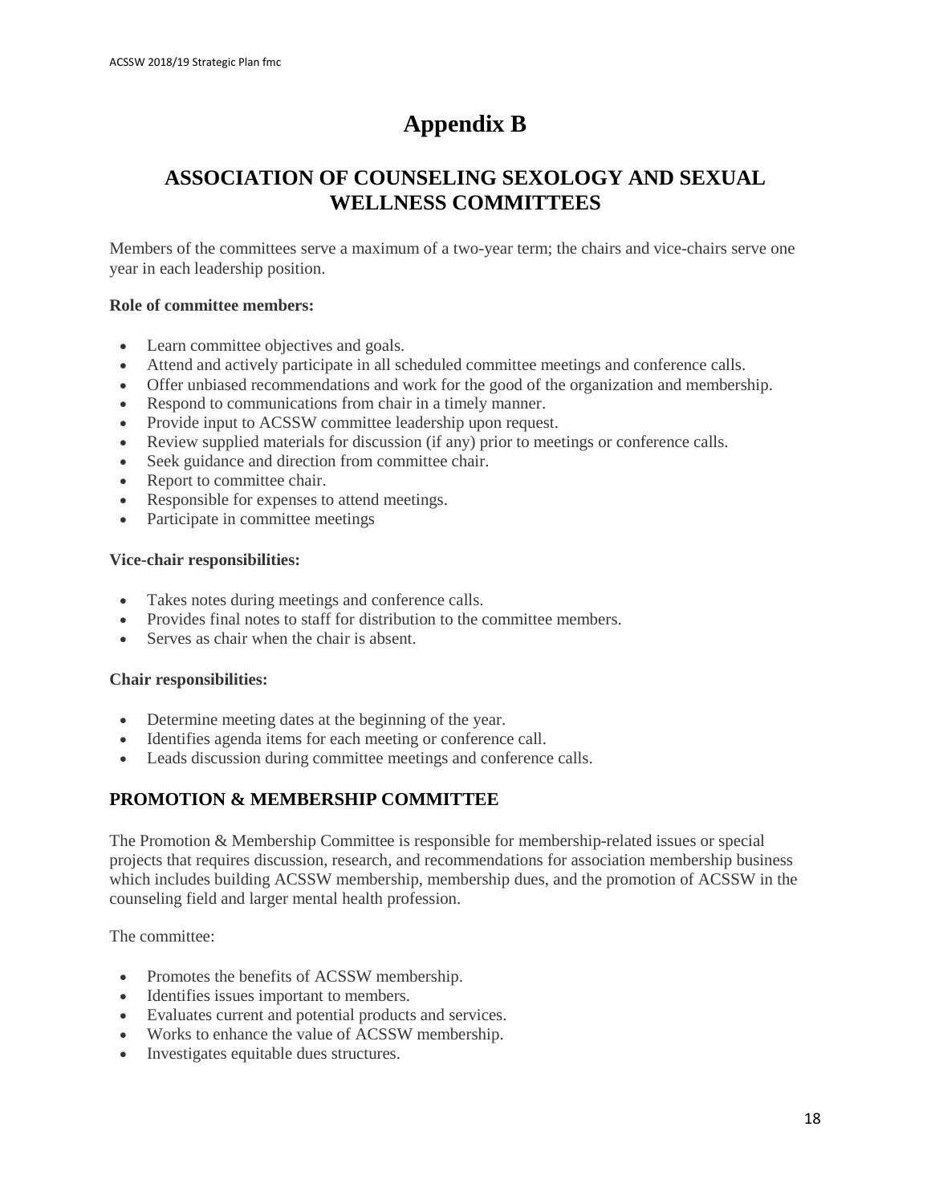# Appendix B

## ASSOCIATION OF COUNSELING SEXOLOGY AND SEXUAL WELLNESS COMMITTEES

Members of the committees serve a maximum of a two-year term; the chairs and vice-chairs serve one year in each leadership position.

**Role of committee members:**

- Learn committee objectives and goals.
- Attend and actively participate in all scheduled committee meetings and conference calls.
- Offer unbiased recommendations and work for the good of the organization and membership.
- Respond to communications from chair in a timely manner.
- Provide input to ACSSW committee leadership upon request.
- Review supplied materials for discussion (if any) prior to meetings or conference calls.
- Seek guidance and direction from committee chair.
- Report to committee chair.
- Responsible for expenses to attend meetings.
- Participate in committee meetings

**Vice-chair responsibilities:**

- Takes notes during meetings and conference calls.
- Provides final notes to staff for distribution to the committee members.
- Serves as chair when the chair is absent.

**Chair responsibilities:**

- Determine meeting dates at the beginning of the year.
- Identifies agenda items for each meeting or conference call.
- Leads discussion during committee meetings and conference calls.

### PROMOTION & MEMBERSHIP COMMITTEE

The Promotion & Membership Committee is responsible for membership-related issues or special projects that requires discussion, research, and recommendations for association membership business which includes building ACSSW membership, membership dues, and the promotion of ACSSW in the counseling field and larger mental health profession.

The committee:

- Promotes the benefits of ACSSW membership.
- Identifies issues important to members.
- Evaluates current and potential products and services.
- Works to enhance the value of ACSSW membership.
- Investigates equitable dues structures.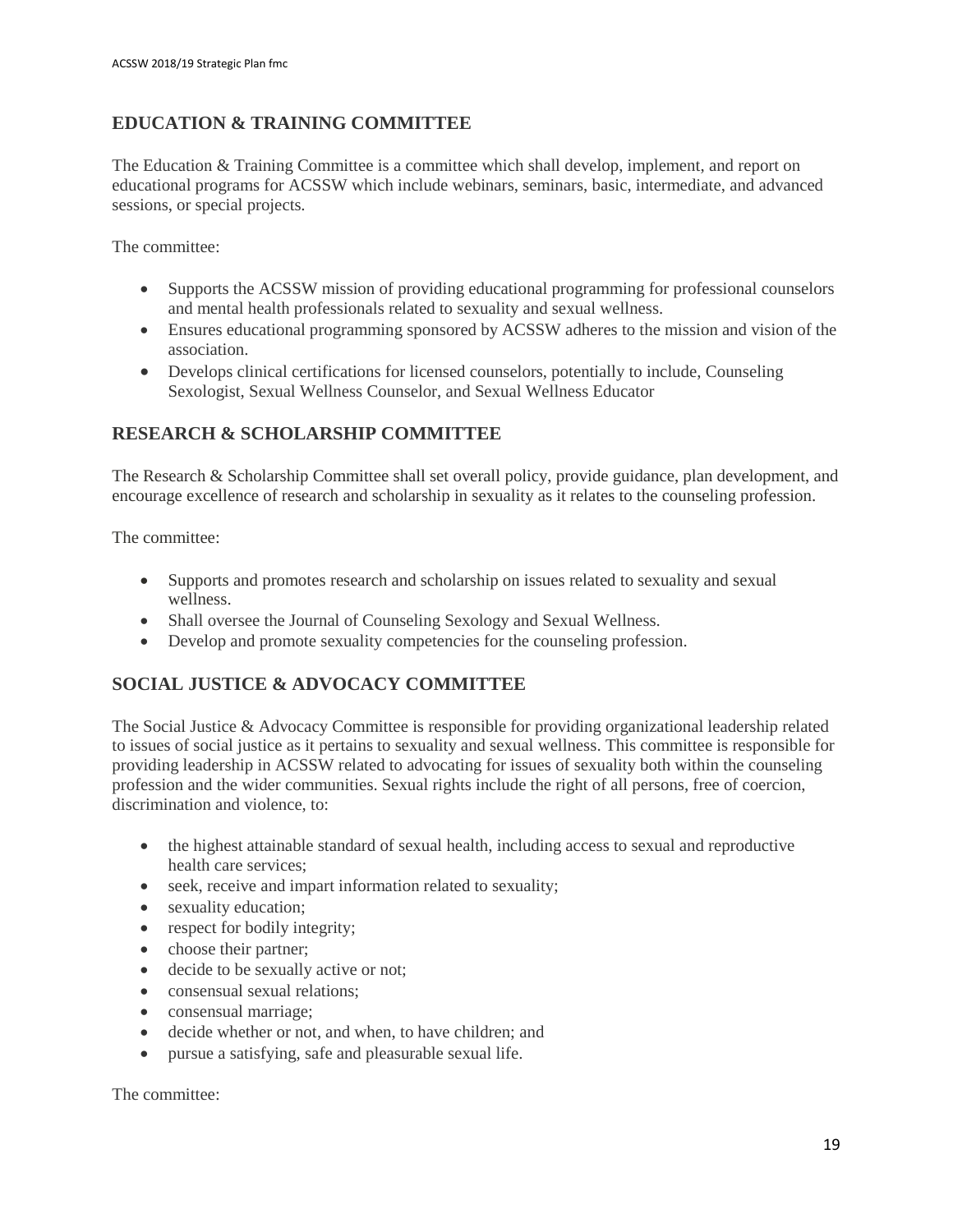## EDUCATION & TRAINING COMMITTEE

The Education & Training Committee is a committee which shall develop, implement, and report on educational programs for ACSSW which include webinars, seminars, basic, intermediate, and advanced sessions, or special projects.

The committee:

- Supports the ACSSW mission of providing educational programming for professional counselors and mental health professionals related to sexuality and sexual wellness.
- Ensures educational programming sponsored by ACSSW adheres to the mission and vision of the association.
- Develops clinical certifications for licensed counselors, potentially to include, Counseling Sexologist, Sexual Wellness Counselor, and Sexual Wellness Educator

## RESEARCH & SCHOLARSHIP COMMITTEE

The Research & Scholarship Committee shall set overall policy, provide guidance, plan development, and encourage excellence of research and scholarship in sexuality as it relates to the counseling profession.

The committee:

- Supports and promotes research and scholarship on issues related to sexuality and sexual wellness.
- Shall oversee the Journal of Counseling Sexology and Sexual Wellness.
- Develop and promote sexuality competencies for the counseling profession.

## SOCIAL JUSTICE & ADVOCACY COMMITTEE

The Social Justice & Advocacy Committee is responsible for providing organizational leadership related to issues of social justice as it pertains to sexuality and sexual wellness. This committee is responsible for providing leadership in ACSSW related to advocating for issues of sexuality both within the counseling profession and the wider communities. Sexual rights include the right of all persons, free of coercion, discrimination and violence, to:

- the highest attainable standard of sexual health, including access to sexual and reproductive health care services;
- seek, receive and impart information related to sexuality;
- sexuality education;
- respect for bodily integrity;
- choose their partner;
- decide to be sexually active or not;
- consensual sexual relations;
- consensual marriage;
- decide whether or not, and when, to have children; and
- pursue a satisfying, safe and pleasurable sexual life.

The committee: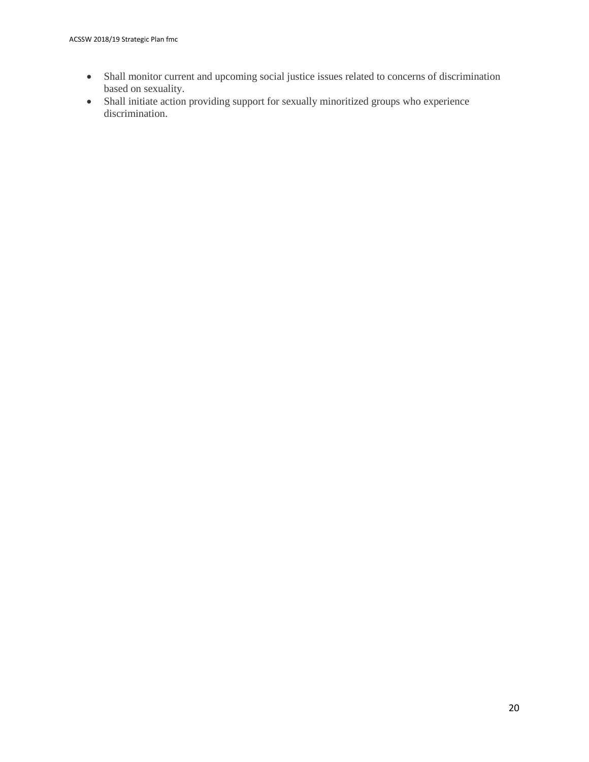- Shall monitor current and upcoming social justice issues related to concerns of discrimination based on sexuality.
- Shall initiate action providing support for sexually minoritized groups who experience discrimination.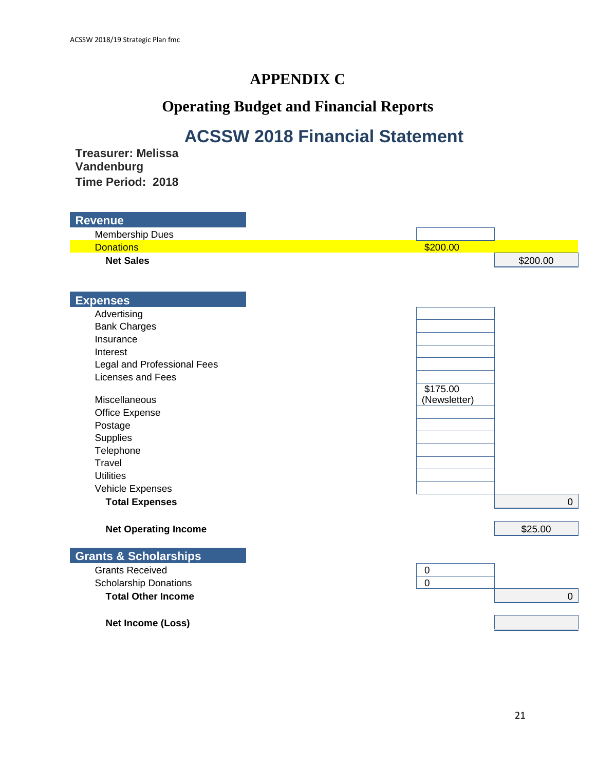# APPENDIX C

## Operating Budget and Financial Reports

## ACSSW 2018 Financial Statement

**Treasurer: Melissa Vandenburg**
**Time Period: 2018**

| **Revenue** | | |
|---|---|---|
| Membership Dues | | |
| Donations | $200.00 | |
| **Net Sales** | | $200.00 |

| **Expenses** | | |
|---|---|---|
| Advertising | | |
| Bank Charges | | |
| Insurance | | |
| Interest | | |
| Legal and Professional Fees | | |
| Licenses and Fees | | |
| Miscellaneous | $175.00 (Newsletter) | |
| Office Expense | | |
| Postage | | |
| Supplies | | |
| Telephone | | |
| Travel | | |
| Utilities | | |
| Vehicle Expenses | | |
| **Total Expenses** | | 0 |
| **Net Operating Income** | | $25.00 |

| **Grants & Scholarships** | | |
|---|---|---|
| Grants Received | 0 | |
| Scholarship Donations | 0 | |
| **Total Other Income** | | 0 |
| **Net Income (Loss)** | | |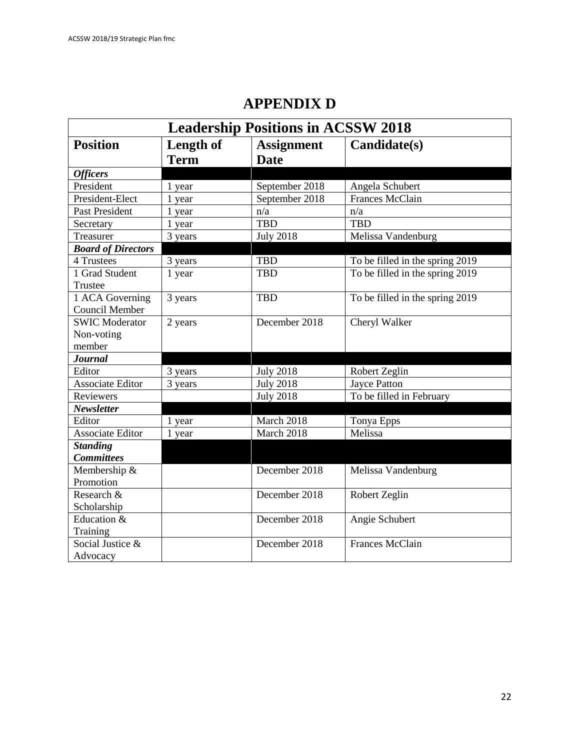# APPENDIX D

| Leadership Positions in ACSSW 2018 | | | |
|---|---|---|---|
| **Position** | **Length of Term** | **Assignment Date** | **Candidate(s)** |
| ***Officers*** | | | |
| President | 1 year | September 2018 | Angela Schubert |
| President-Elect | 1 year | September 2018 | Frances McClain |
| Past President | 1 year | n/a | n/a |
| Secretary | 1 year | TBD | TBD |
| Treasurer | 3 years | July 2018 | Melissa Vandenburg |
| ***Board of Directors*** | | | |
| 4 Trustees | 3 years | TBD | To be filled in the spring 2019 |
| 1 Grad Student Trustee | 1 year | TBD | To be filled in the spring 2019 |
| 1 ACA Governing Council Member | 3 years | TBD | To be filled in the spring 2019 |
| SWIC Moderator Non-voting member | 2 years | December 2018 | Cheryl Walker |
| ***Journal*** | | | |
| Editor | 3 years | July 2018 | Robert Zeglin |
| Associate Editor | 3 years | July 2018 | Jayce Patton |
| Reviewers | | July 2018 | To be filled in February |
| ***Newsletter*** | | | |
| Editor | 1 year | March 2018 | Tonya Epps |
| Associate Editor | 1 year | March 2018 | Melissa |
| ***Standing Committees*** | | | |
| Membership & Promotion | | December 2018 | Melissa Vandenburg |
| Research & Scholarship | | December 2018 | Robert Zeglin |
| Education & Training | | December 2018 | Angie Schubert |
| Social Justice & Advocacy | | December 2018 | Frances McClain |